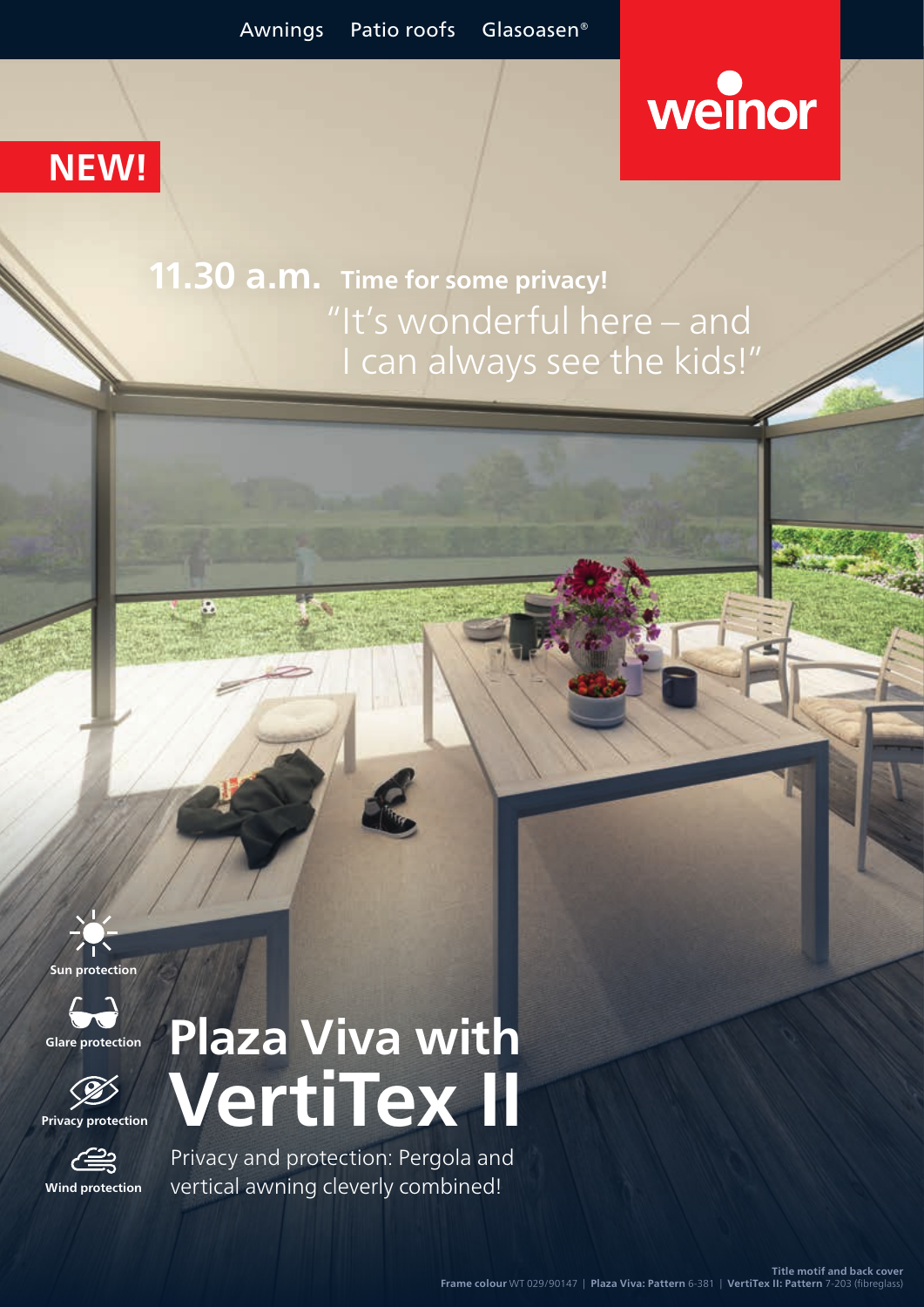Awnings Patio roofs Glasoasen®

weinor

NEW!

**11.30 a.m.** **Time for some privacy!**

"It's wonderful here – and I can always see the kids!"

**Sun protection**

**Glare protection**

**Privacy protection**

**Wind protection**

# Plaza Viva with VertiTex II

Privacy and protection: Pergola and vertical awning cleverly combined!

**Title motif and back cover**
**Frame colour** WT 029/90147 | **Plaza Viva: Pattern** 6-381 | **VertiTex II: Pattern** 7-203 (fibreglass)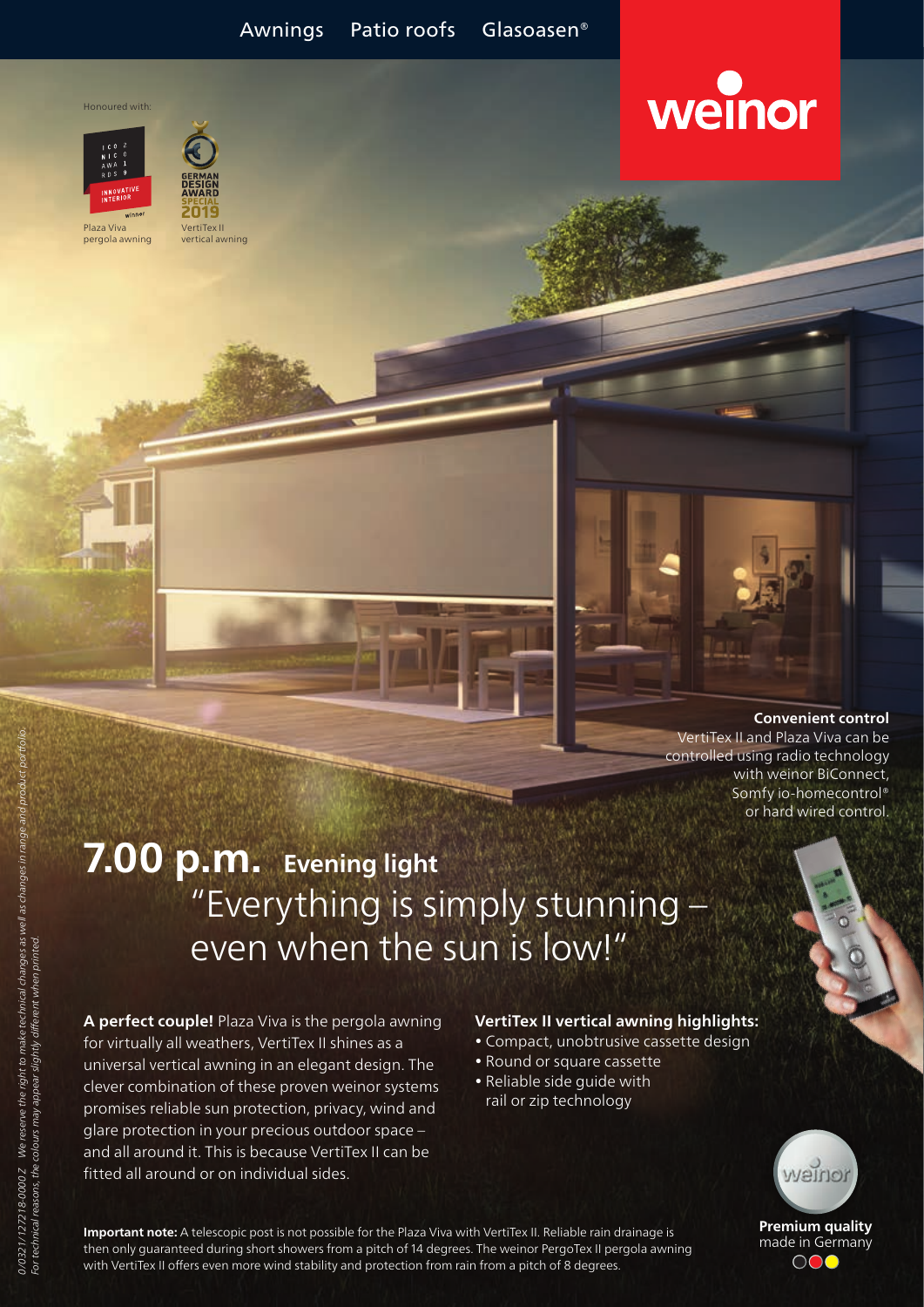Awnings Patio roofs Glasoasen®

weinor

Honoured with:

Plaza Viva pergola awning

VertiTex II vertical awning

**Convenient control**
VertiTex II and Plaza Viva can be controlled using radio technology with weinor BiConnect, Somfy io-homecontrol® or hard wired control.

# 7.00 p.m. Evening light

## "Everything is simply stunning – even when the sun is low!"

**A perfect couple!** Plaza Viva is the pergola awning for virtually all weathers, VertiTex II shines as a universal vertical awning in an elegant design. The clever combination of these proven weinor systems promises reliable sun protection, privacy, wind and glare protection in your precious outdoor space – and all around it. This is because VertiTex II can be fitted all around or on individual sides.

**VertiTex II vertical awning highlights:**

- Compact, unobtrusive cassette design
- Round or square cassette
- Reliable side guide with rail or zip technology

**Important note:** A telescopic post is not possible for the Plaza Viva with VertiTex II. Reliable rain drainage is then only guaranteed during short showers from a pitch of 14 degrees. The weinor PergoTex II pergola awning with VertiTex II offers even more wind stability and protection from rain from a pitch of 8 degrees.

**Premium quality** made in Germany

*0/0321/122218-0000 Z We reserve the right to make technical changes as well as changes in range and product portfolio. For technical reasons, the colours may appear slightly different when printed.*